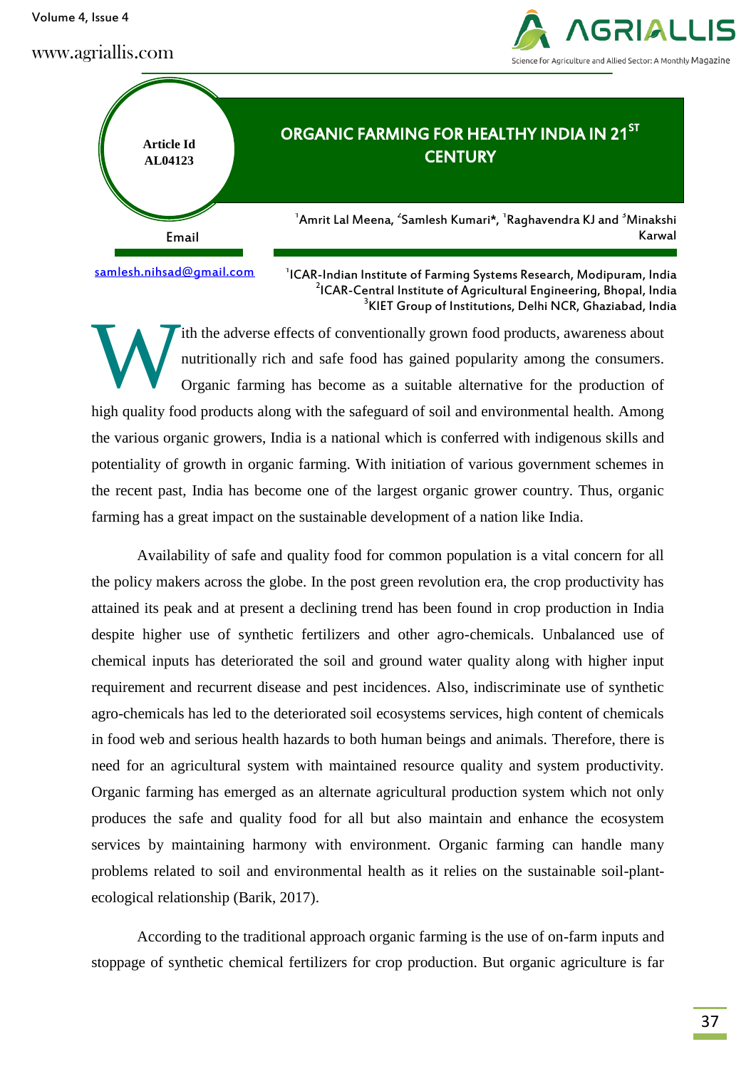Article Id AL04123

# ORGANIC FARMING FOR HEALTHY INDIA IN 21ST CENTURY

[1]Amrit Lal Meena, [2]Samlesh Kumari*, [1]Raghavendra KJ and [3]Minakshi Karwal

Email

samlesh.nihsad@gmail.com

[1]ICAR-Indian Institute of Farming Systems Research, Modipuram, India
[2]ICAR-Central Institute of Agricultural Engineering, Bhopal, India
[3]KIET Group of Institutions, Delhi NCR, Ghaziabad, India

With the adverse effects of conventionally grown food products, awareness about nutritionally rich and safe food has gained popularity among the consumers. Organic farming has become as a suitable alternative for the production of high quality food products along with the safeguard of soil and environmental health. Among the various organic growers, India is a national which is conferred with indigenous skills and potentiality of growth in organic farming. With initiation of various government schemes in the recent past, India has become one of the largest organic grower country. Thus, organic farming has a great impact on the sustainable development of a nation like India.

Availability of safe and quality food for common population is a vital concern for all the policy makers across the globe. In the post green revolution era, the crop productivity has attained its peak and at present a declining trend has been found in crop production in India despite higher use of synthetic fertilizers and other agro-chemicals. Unbalanced use of chemical inputs has deteriorated the soil and ground water quality along with higher input requirement and recurrent disease and pest incidences. Also, indiscriminate use of synthetic agro-chemicals has led to the deteriorated soil ecosystems services, high content of chemicals in food web and serious health hazards to both human beings and animals. Therefore, there is need for an agricultural system with maintained resource quality and system productivity. Organic farming has emerged as an alternate agricultural production system which not only produces the safe and quality food for all but also maintain and enhance the ecosystem services by maintaining harmony with environment. Organic farming can handle many problems related to soil and environmental health as it relies on the sustainable soil-plant-ecological relationship (Barik, 2017).

According to the traditional approach organic farming is the use of on-farm inputs and stoppage of synthetic chemical fertilizers for crop production. But organic agriculture is far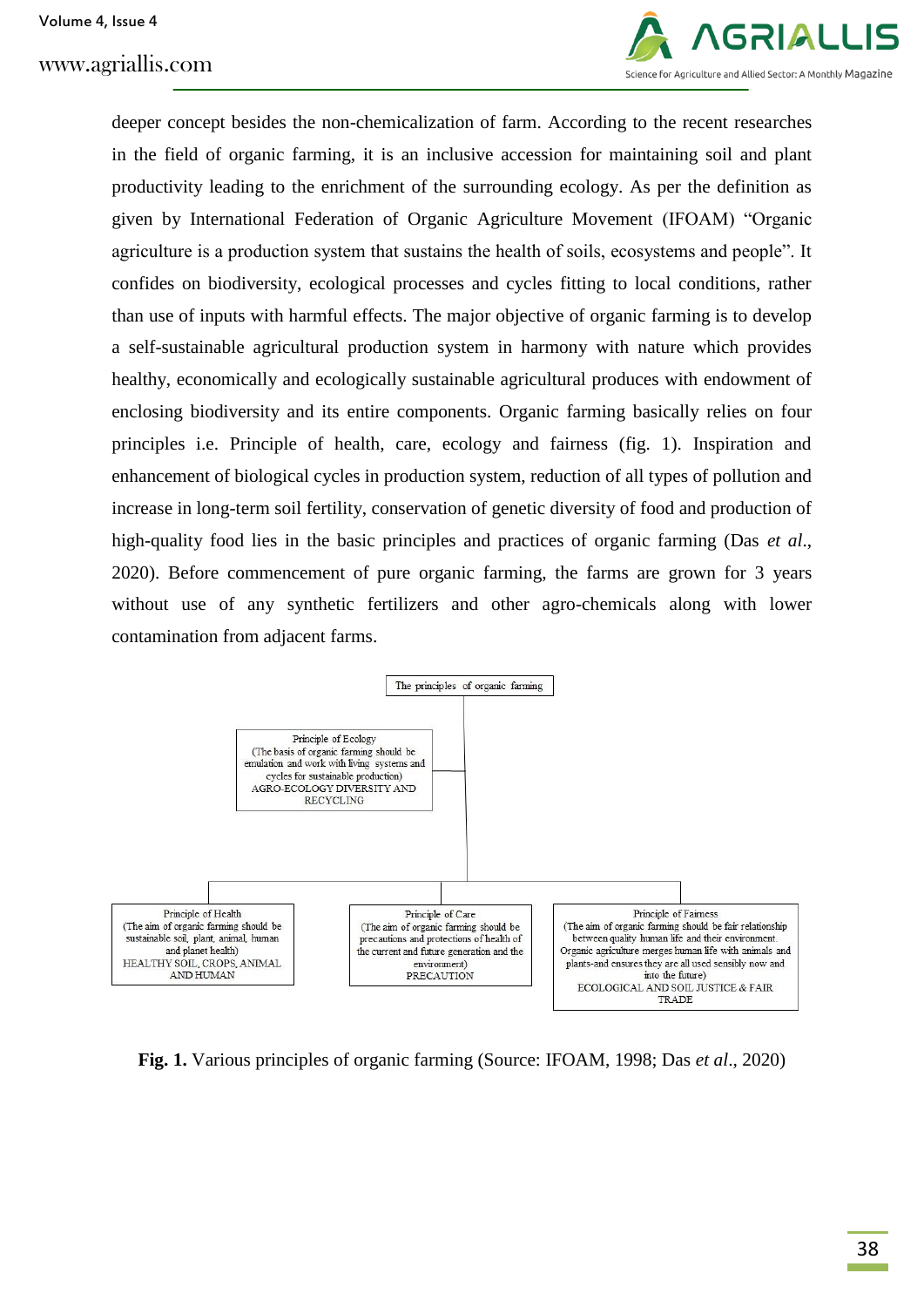deeper concept besides the non-chemicalization of farm. According to the recent researches in the field of organic farming, it is an inclusive accession for maintaining soil and plant productivity leading to the enrichment of the surrounding ecology. As per the definition as given by International Federation of Organic Agriculture Movement (IFOAM) "Organic agriculture is a production system that sustains the health of soils, ecosystems and people". It confides on biodiversity, ecological processes and cycles fitting to local conditions, rather than use of inputs with harmful effects. The major objective of organic farming is to develop a self-sustainable agricultural production system in harmony with nature which provides healthy, economically and ecologically sustainable agricultural produces with endowment of enclosing biodiversity and its entire components. Organic farming basically relies on four principles i.e. Principle of health, care, ecology and fairness (fig. 1). Inspiration and enhancement of biological cycles in production system, reduction of all types of pollution and increase in long-term soil fertility, conservation of genetic diversity of food and production of high-quality food lies in the basic principles and practices of organic farming (Das *et al*., 2020). Before commencement of pure organic farming, the farms are grown for 3 years without use of any synthetic fertilizers and other agro-chemicals along with lower contamination from adjacent farms.

The principles of organic farming

- Principle of Ecology (The basis of organic farming should be emulation and work with living systems and cycles for sustainable production) AGRO-ECOLOGY DIVERSITY AND RECYCLING
- Principle of Health (The aim of organic farming should be sustainable soil, plant, animal, human and planet health) HEALTHY SOIL, CROPS, ANIMAL AND HUMAN
- Principle of Care (The aim of organic farming should be precautions and protections of health of the current and future generation and the environment) PRECAUTION
- Principle of Fairness (The aim of organic farming should be fair relationship between quality human life and their environment. Organic agriculture merges human life with animals and plants-and ensures they are all used sensibly now and into the future) ECOLOGICAL AND SOIL JUSTICE & FAIR TRADE

**Fig. 1.** Various principles of organic farming (Source: IFOAM, 1998; Das *et al*., 2020)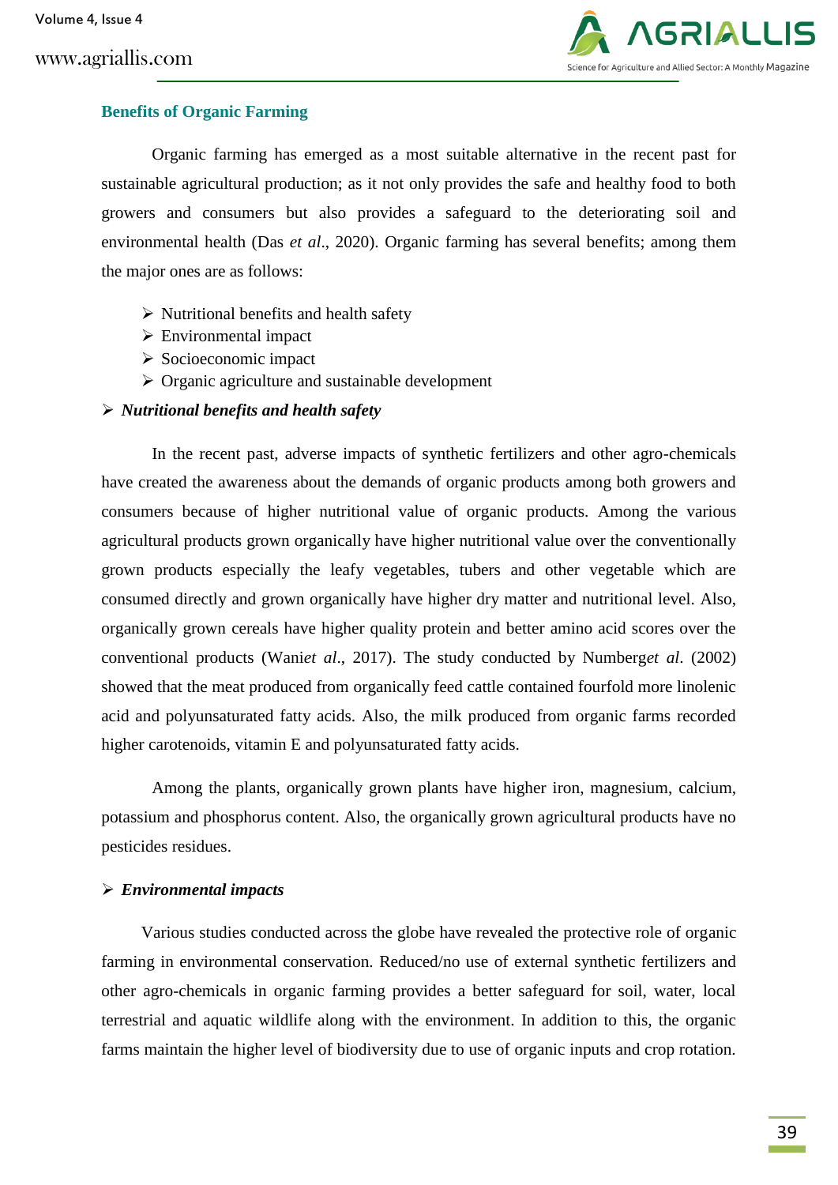## Benefits of Organic Farming

Organic farming has emerged as a most suitable alternative in the recent past for sustainable agricultural production; as it not only provides the safe and healthy food to both growers and consumers but also provides a safeguard to the deteriorating soil and environmental health (Das *et al*., 2020). Organic farming has several benefits; among them the major ones are as follows:

- Nutritional benefits and health safety
- Environmental impact
- Socioeconomic impact
- Organic agriculture and sustainable development

### ➢ *Nutritional benefits and health safety*

In the recent past, adverse impacts of synthetic fertilizers and other agro-chemicals have created the awareness about the demands of organic products among both growers and consumers because of higher nutritional value of organic products. Among the various agricultural products grown organically have higher nutritional value over the conventionally grown products especially the leafy vegetables, tubers and other vegetable which are consumed directly and grown organically have higher dry matter and nutritional level. Also, organically grown cereals have higher quality protein and better amino acid scores over the conventional products (Wani*et al*., 2017). The study conducted by Numberg*et al*. (2002) showed that the meat produced from organically feed cattle contained fourfold more linolenic acid and polyunsaturated fatty acids. Also, the milk produced from organic farms recorded higher carotenoids, vitamin E and polyunsaturated fatty acids.

Among the plants, organically grown plants have higher iron, magnesium, calcium, potassium and phosphorus content. Also, the organically grown agricultural products have no pesticides residues.

### ➢ *Environmental impacts*

Various studies conducted across the globe have revealed the protective role of organic farming in environmental conservation. Reduced/no use of external synthetic fertilizers and other agro-chemicals in organic farming provides a better safeguard for soil, water, local terrestrial and aquatic wildlife along with the environment. In addition to this, the organic farms maintain the higher level of biodiversity due to use of organic inputs and crop rotation.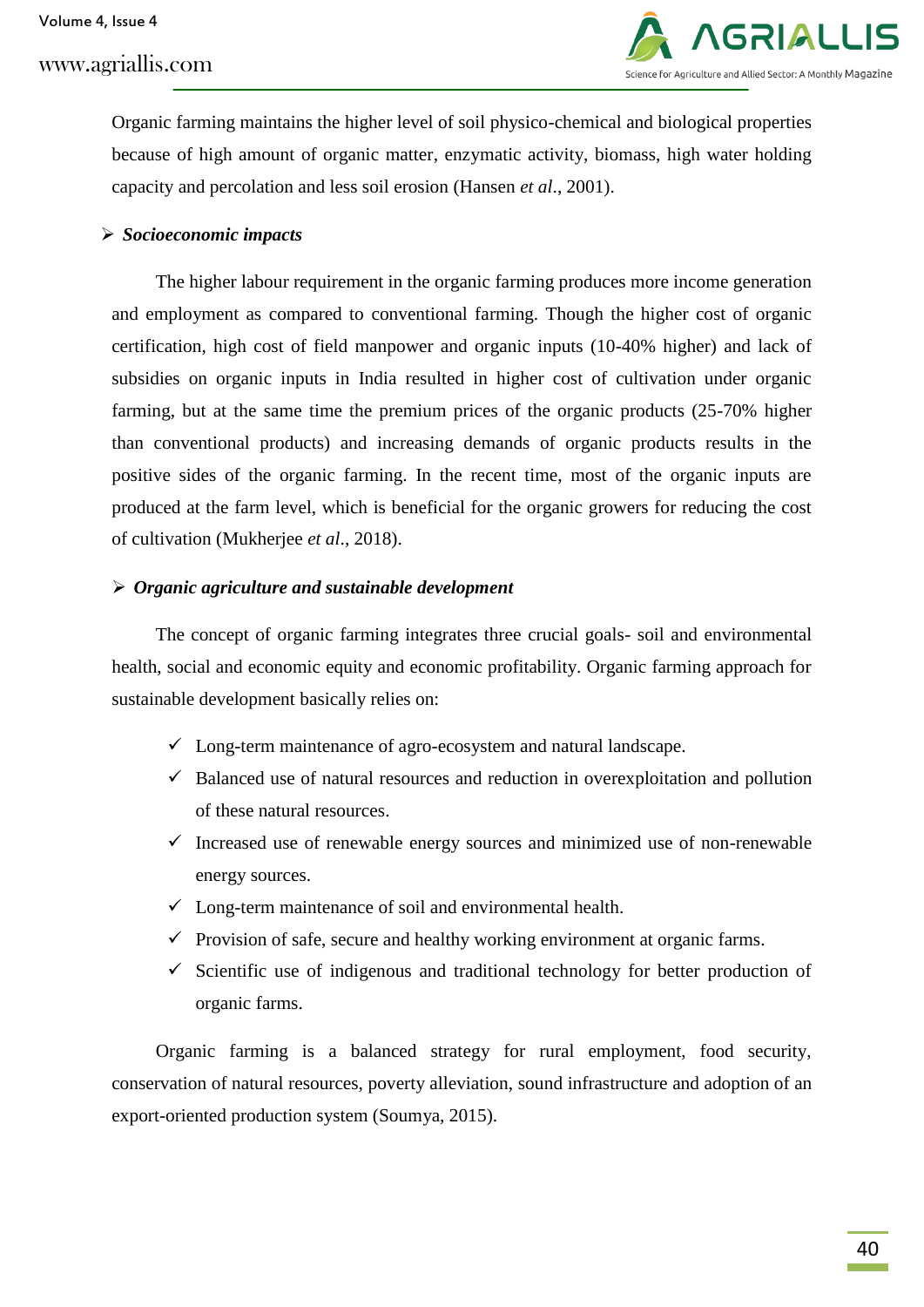Organic farming maintains the higher level of soil physico-chemical and biological properties because of high amount of organic matter, enzymatic activity, biomass, high water holding capacity and percolation and less soil erosion (Hansen *et al*., 2001).

### ➢ *Socioeconomic impacts*

The higher labour requirement in the organic farming produces more income generation and employment as compared to conventional farming. Though the higher cost of organic certification, high cost of field manpower and organic inputs (10-40% higher) and lack of subsidies on organic inputs in India resulted in higher cost of cultivation under organic farming, but at the same time the premium prices of the organic products (25-70% higher than conventional products) and increasing demands of organic products results in the positive sides of the organic farming. In the recent time, most of the organic inputs are produced at the farm level, which is beneficial for the organic growers for reducing the cost of cultivation (Mukherjee *et al*., 2018).

### ➢ *Organic agriculture and sustainable development*

The concept of organic farming integrates three crucial goals- soil and environmental health, social and economic equity and economic profitability. Organic farming approach for sustainable development basically relies on:

- ✓ Long-term maintenance of agro-ecosystem and natural landscape.
- ✓ Balanced use of natural resources and reduction in overexploitation and pollution of these natural resources.
- ✓ Increased use of renewable energy sources and minimized use of non-renewable energy sources.
- ✓ Long-term maintenance of soil and environmental health.
- ✓ Provision of safe, secure and healthy working environment at organic farms.
- ✓ Scientific use of indigenous and traditional technology for better production of organic farms.

Organic farming is a balanced strategy for rural employment, food security, conservation of natural resources, poverty alleviation, sound infrastructure and adoption of an export-oriented production system (Soumya, 2015).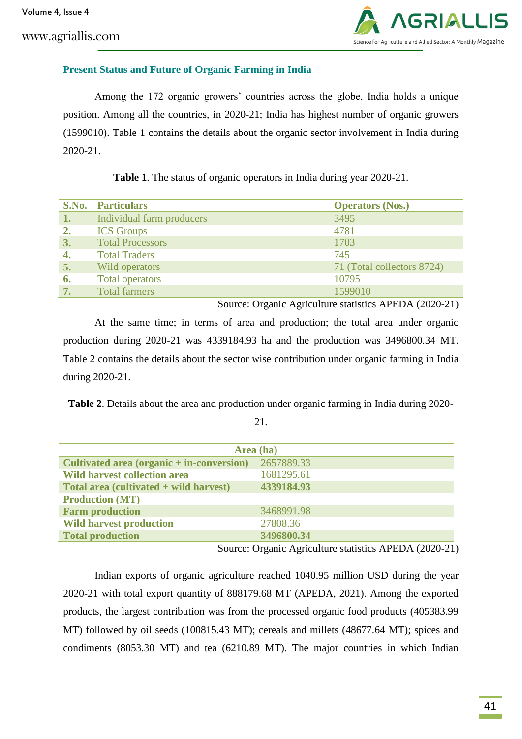## Present Status and Future of Organic Farming in India

Among the 172 organic growers' countries across the globe, India holds a unique position. Among all the countries, in 2020-21; India has highest number of organic growers (1599010). Table 1 contains the details about the organic sector involvement in India during 2020-21.

**Table 1**. The status of organic operators in India during year 2020-21.

| S.No. | Particulars | Operators (Nos.) |
|---|---|---|
| 1. | Individual farm producers | 3495 |
| 2. | ICS Groups | 4781 |
| 3. | Total Processors | 1703 |
| 4. | Total Traders | 745 |
| 5. | Wild operators | 71 (Total collectors 8724) |
| 6. | Total operators | 10795 |
| 7. | Total farmers | 1599010 |

Source: Organic Agriculture statistics APEDA (2020-21)

At the same time; in terms of area and production; the total area under organic production during 2020-21 was 4339184.93 ha and the production was 3496800.34 MT. Table 2 contains the details about the sector wise contribution under organic farming in India during 2020-21.

**Table 2**. Details about the area and production under organic farming in India during 2020-21.

| Area (ha) | |
|---|---|
| **Cultivated area (organic + in-conversion)** | 2657889.33 |
| **Wild harvest collection area** | 1681295.61 |
| **Total area (cultivated + wild harvest)** | **4339184.93** |
| **Production (MT)** | |
| **Farm production** | 3468991.98 |
| **Wild harvest production** | 27808.36 |
| **Total production** | **3496800.34** |

Source: Organic Agriculture statistics APEDA (2020-21)

Indian exports of organic agriculture reached 1040.95 million USD during the year 2020-21 with total export quantity of 888179.68 MT (APEDA, 2021). Among the exported products, the largest contribution was from the processed organic food products (405383.99 MT) followed by oil seeds (100815.43 MT); cereals and millets (48677.64 MT); spices and condiments (8053.30 MT) and tea (6210.89 MT). The major countries in which Indian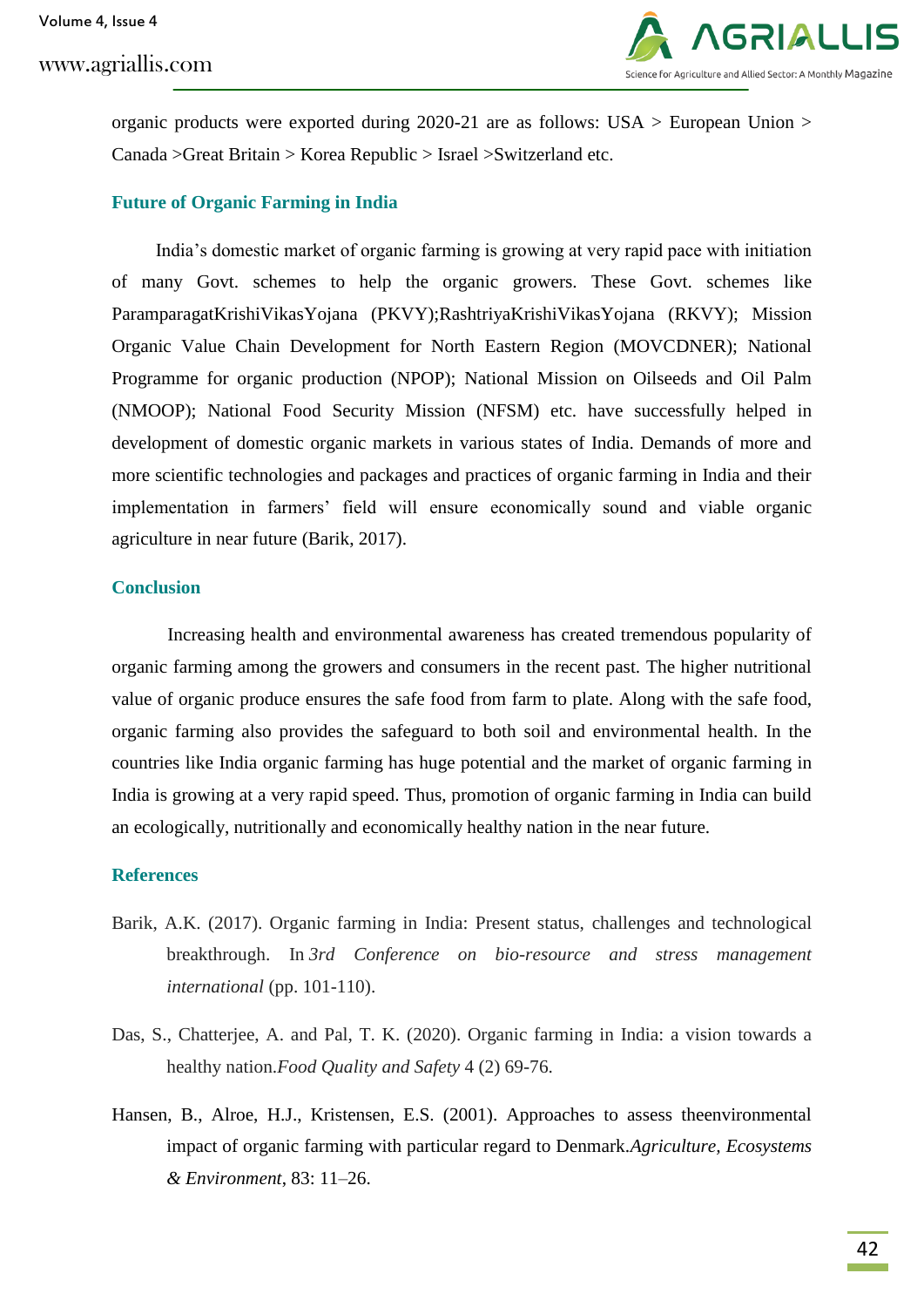organic products were exported during 2020-21 are as follows: USA > European Union > Canada >Great Britain > Korea Republic > Israel >Switzerland etc.

## Future of Organic Farming in India

India's domestic market of organic farming is growing at very rapid pace with initiation of many Govt. schemes to help the organic growers. These Govt. schemes like ParamparagatKrishiVikasYojana (PKVY);RashtriyaKrishiVikasYojana (RKVY); Mission Organic Value Chain Development for North Eastern Region (MOVCDNER); National Programme for organic production (NPOP); National Mission on Oilseeds and Oil Palm (NMOOP); National Food Security Mission (NFSM) etc. have successfully helped in development of domestic organic markets in various states of India. Demands of more and more scientific technologies and packages and practices of organic farming in India and their implementation in farmers' field will ensure economically sound and viable organic agriculture in near future (Barik, 2017).

## Conclusion

Increasing health and environmental awareness has created tremendous popularity of organic farming among the growers and consumers in the recent past. The higher nutritional value of organic produce ensures the safe food from farm to plate. Along with the safe food, organic farming also provides the safeguard to both soil and environmental health. In the countries like India organic farming has huge potential and the market of organic farming in India is growing at a very rapid speed. Thus, promotion of organic farming in India can build an ecologically, nutritionally and economically healthy nation in the near future.

## References

Barik, A.K. (2017). Organic farming in India: Present status, challenges and technological breakthrough. In *3rd Conference on bio-resource and stress management international* (pp. 101-110).

Das, S., Chatterjee, A. and Pal, T. K. (2020). Organic farming in India: a vision towards a healthy nation.*Food Quality and Safety* 4 (2) 69-76.

Hansen, B., Alroe, H.J., Kristensen, E.S. (2001). Approaches to assess theenvironmental impact of organic farming with particular regard to Denmark.*Agriculture, Ecosystems & Environment*, 83: 11–26.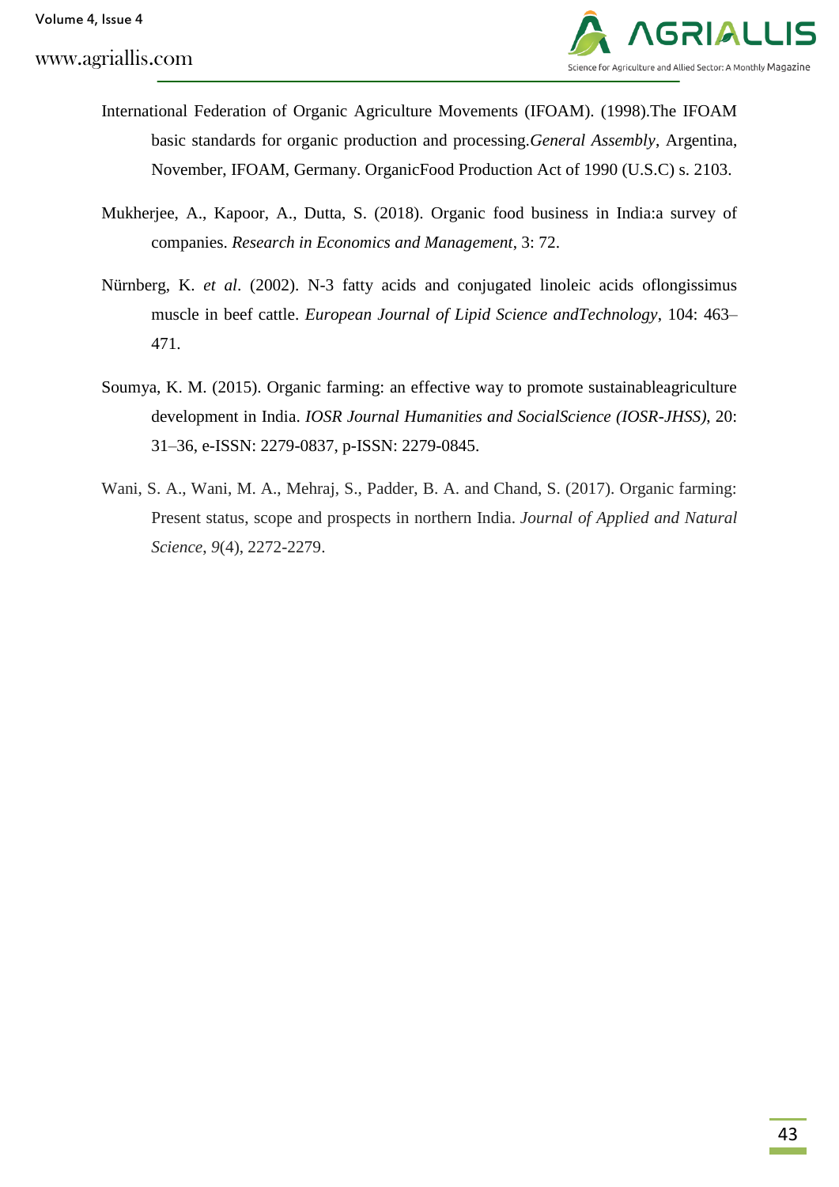International Federation of Organic Agriculture Movements (IFOAM). (1998).The IFOAM basic standards for organic production and processing.*General Assembly*, Argentina, November, IFOAM, Germany. OrganicFood Production Act of 1990 (U.S.C) s. 2103.

Mukherjee, A., Kapoor, A., Dutta, S. (2018). Organic food business in India:a survey of companies. *Research in Economics and Management*, 3: 72.

Nürnberg, K. *et al*. (2002). N-3 fatty acids and conjugated linoleic acids oflongissimus muscle in beef cattle. *European Journal of Lipid Science andTechnology*, 104: 463–471.

Soumya, K. M. (2015). Organic farming: an effective way to promote sustainableagriculture development in India. *IOSR Journal Humanities and SocialScience (IOSR-JHSS)*, 20: 31–36, e-ISSN: 2279-0837, p-ISSN: 2279-0845.

Wani, S. A., Wani, M. A., Mehraj, S., Padder, B. A. and Chand, S. (2017). Organic farming: Present status, scope and prospects in northern India. *Journal of Applied and Natural Science*, *9*(4), 2272-2279.